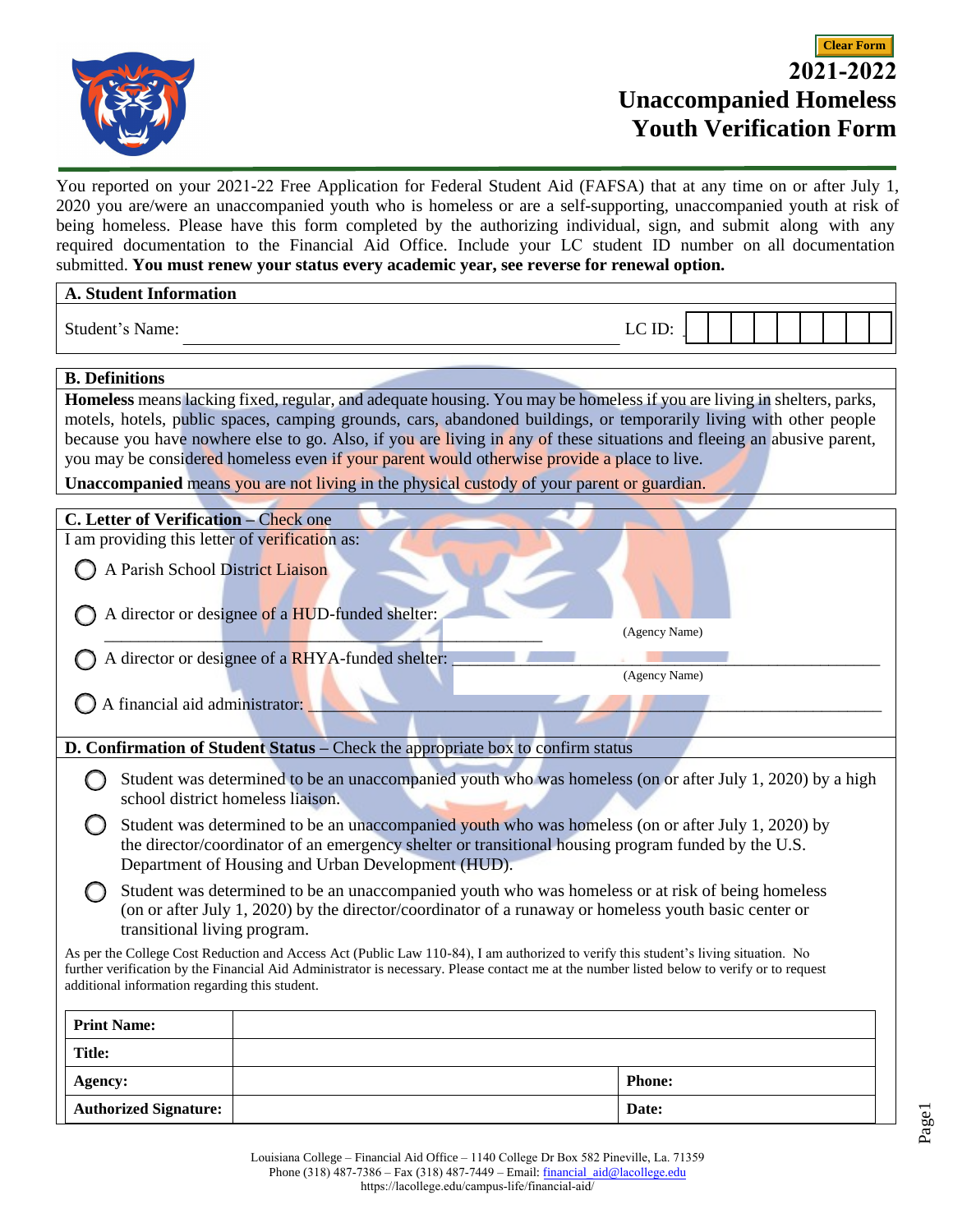# 2021-2022 Unaccompanied Homeless Youth Verification Form

You reported on your 2021-22 Free Application for Federal Student Aid (FAFSA) that at any time on or after July 1, 2020 you are/were an unaccompanied youth who is homeless or are a self-supporting, unaccompanied youth at risk of being homeless. Please have this form completed by the authorizing individual, sign, and submit along with any required documentation to the Financial Aid Office. Include your LC student ID number on all documentation submitted. **You must renew your status every academic year, see reverse for renewal option.**

## A. Student Information

Student's Name: ______________________________ LC ID: __________

## B. Definitions

**Homeless** means lacking fixed, regular, and adequate housing. You may be homeless if you are living in shelters, parks, motels, hotels, public spaces, camping grounds, cars, abandoned buildings, or temporarily living with other people because you have nowhere else to go. Also, if you are living in any of these situations and fleeing an abusive parent, you may be considered homeless even if your parent would otherwise provide a place to live.

**Unaccompanied** means you are not living in the physical custody of your parent or guardian.

## C. Letter of Verification – Check one

I am providing this letter of verification as:

- ◯ A Parish School District Liaison
- ◯ A director or designee of a HUD-funded shelter: ______________________________ (Agency Name)
- ◯ A director or designee of a RHYA-funded shelter: ______________________________ (Agency Name)
- ◯ A financial aid administrator: ______________________________

## D. Confirmation of Student Status – Check the appropriate box to confirm status

- ◯ Student was determined to be an unaccompanied youth who was homeless (on or after July 1, 2020) by a high school district homeless liaison.
- ◯ Student was determined to be an unaccompanied youth who was homeless (on or after July 1, 2020) by the director/coordinator of an emergency shelter or transitional housing program funded by the U.S. Department of Housing and Urban Development (HUD).
- ◯ Student was determined to be an unaccompanied youth who was homeless or at risk of being homeless (on or after July 1, 2020) by the director/coordinator of a runaway or homeless youth basic center or transitional living program.

As per the College Cost Reduction and Access Act (Public Law 110-84), I am authorized to verify this student's living situation. No further verification by the Financial Aid Administrator is necessary. Please contact me at the number listed below to verify or to request additional information regarding this student.

| **Print Name:** | | |
|---|---|---|
| **Title:** | | |
| **Agency:** | | **Phone:** |
| **Authorized Signature:** | | **Date:** |

Louisiana College – Financial Aid Office – 1140 College Dr Box 582 Pineville, La. 71359
Phone (318) 487-7386 – Fax (318) 487-7449 – Email: financial_aid@lacollege.edu
https://lacollege.edu/campus-life/financial-aid/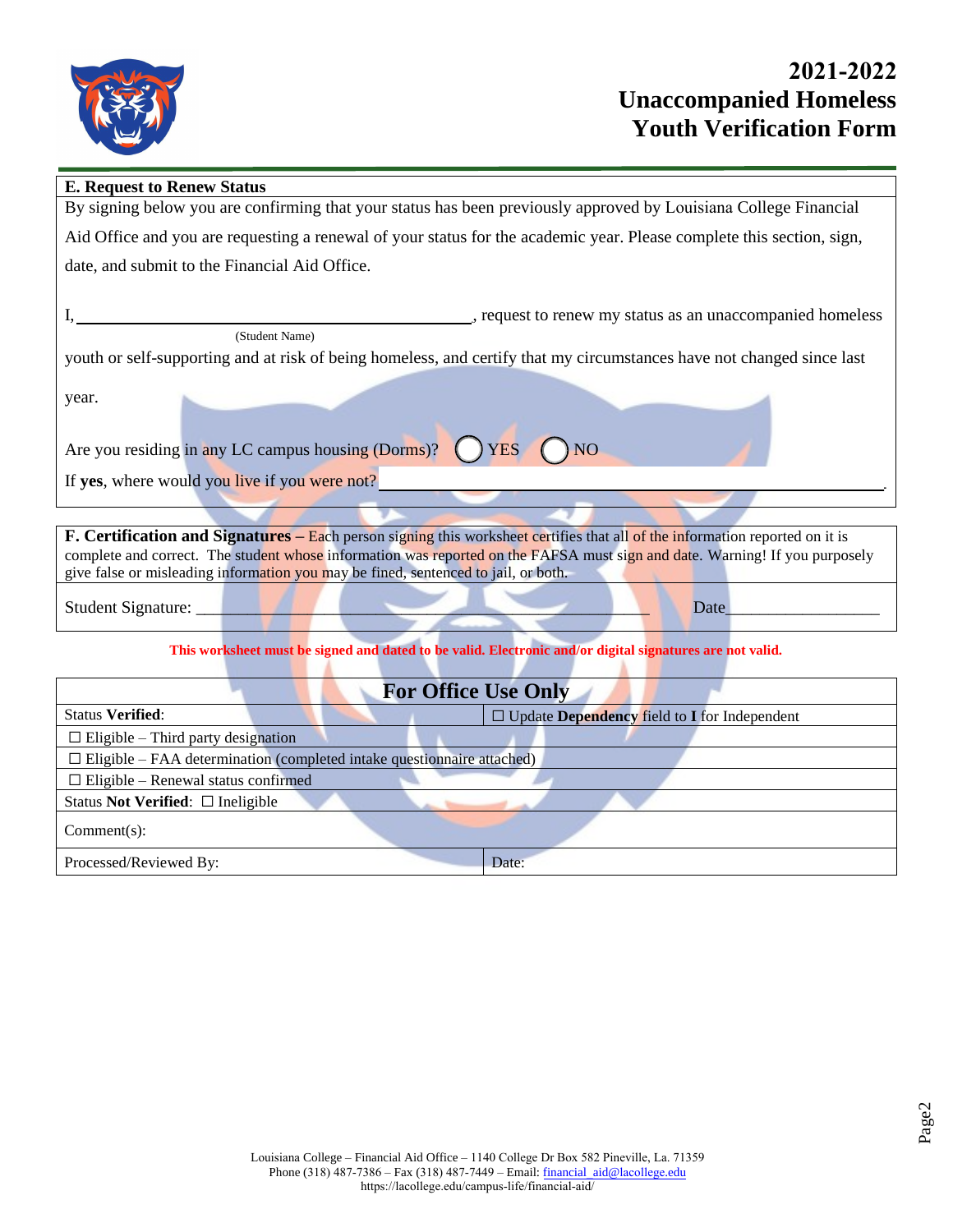# 2021-2022 Unaccompanied Homeless Youth Verification Form

## E. Request to Renew Status

By signing below you are confirming that your status has been previously approved by Louisiana College Financial Aid Office and you are requesting a renewal of your status for the academic year. Please complete this section, sign, date, and submit to the Financial Aid Office.

I, ________________________________________ (Student Name), request to renew my status as an unaccompanied homeless youth or self-supporting and at risk of being homeless, and certify that my circumstances have not changed since last year.

Are you residing in any LC campus housing (Dorms)? ◯ YES ◯ NO

If **yes**, where would you live if you were not? ________________________________________.

## F. Certification and Signatures

**F. Certification and Signatures –** Each person signing this worksheet certifies that all of the information reported on it is complete and correct. The student whose information was reported on the FAFSA must sign and date. Warning! If you purposely give false or misleading information you may be fined, sentenced to jail, or both.

Student Signature: ________________________________________ Date__________________

**This worksheet must be signed and dated to be valid. Electronic and/or digital signatures are not valid.**

| For Office Use Only | |
|---|---|
| Status **Verified**: | ☐ Update **Dependency** field to **I** for Independent |
| ☐ Eligible – Third party designation | |
| ☐ Eligible – FAA determination (completed intake questionnaire attached) | |
| ☐ Eligible – Renewal status confirmed | |
| Status **Not Verified**: ☐ Ineligible | |
| Comment(s): | |
| Processed/Reviewed By: | Date: |

Louisiana College – Financial Aid Office – 1140 College Dr Box 582 Pineville, La. 71359
Phone (318) 487-7386 – Fax (318) 487-7449 – Email: financial_aid@lacollege.edu
https://lacollege.edu/campus-life/financial-aid/